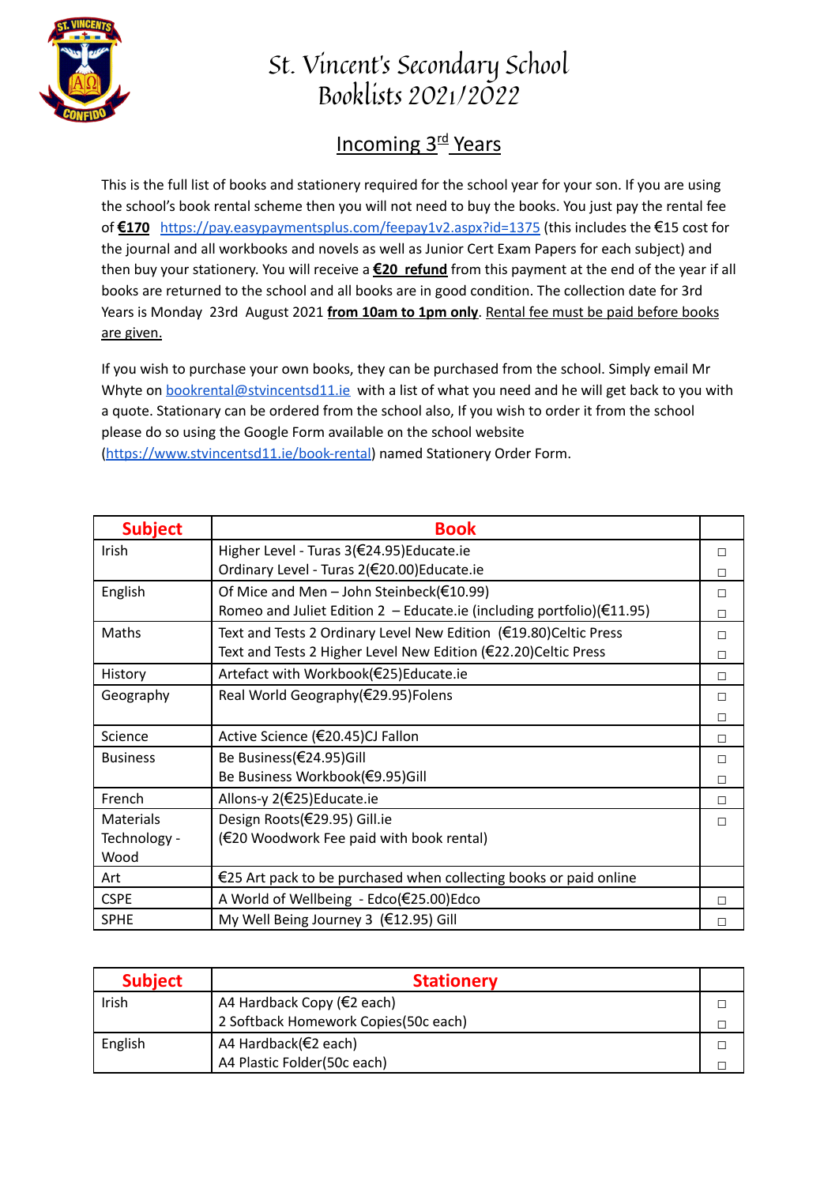# St. Vincent's Secondary School
# Booklists 2021/2022

## Incoming 3rd Years

This is the full list of books and stationery required for the school year for your son. If you are using the school's book rental scheme then you will not need to buy the books. You just pay the rental fee of **€170** https://pay.easypaymentsplus.com/feepay1v2.aspx?id=1375 (this includes the €15 cost for the journal and all workbooks and novels as well as Junior Cert Exam Papers for each subject) and then buy your stationery. You will receive a **€20 refund** from this payment at the end of the year if all books are returned to the school and all books are in good condition. The collection date for 3rd Years is Monday 23rd August 2021 **from 10am to 1pm only**. Rental fee must be paid before books are given.

If you wish to purchase your own books, they can be purchased from the school. Simply email Mr Whyte on bookrental@stvincentsd11.ie with a list of what you need and he will get back to you with a quote. Stationary can be ordered from the school also, If you wish to order it from the school please do so using the Google Form available on the school website (https://www.stvincentsd11.ie/book-rental) named Stationery Order Form.

| Subject | Book | |
|---|---|---|
| Irish | Higher Level - Turas 3(€24.95)Educate.ie<br>Ordinary Level - Turas 2(€20.00)Educate.ie | □<br>□ |
| English | Of Mice and Men – John Steinbeck(€10.99)<br>Romeo and Juliet Edition 2 – Educate.ie (including portfolio)(€11.95) | □<br>□ |
| Maths | Text and Tests 2 Ordinary Level New Edition (€19.80)Celtic Press<br>Text and Tests 2 Higher Level New Edition (€22.20)Celtic Press | □<br>□ |
| History | Artefact with Workbook(€25)Educate.ie | □ |
| Geography | Real World Geography(€29.95)Folens | □<br>□ |
| Science | Active Science (€20.45)CJ Fallon | □ |
| Business | Be Business(€24.95)Gill<br>Be Business Workbook(€9.95)Gill | □<br>□ |
| French | Allons-y 2(€25)Educate.ie | □ |
| Materials Technology - Wood | Design Roots(€29.95) Gill.ie<br>(€20 Woodwork Fee paid with book rental) | □ |
| Art | €25 Art pack to be purchased when collecting books or paid online | |
| CSPE | A World of Wellbeing - Edco(€25.00)Edco | □ |
| SPHE | My Well Being Journey 3 (€12.95) Gill | □ |

| Subject | Stationery | |
|---|---|---|
| Irish | A4 Hardback Copy (€2 each)<br>2 Softback Homework Copies(50c each) | □<br>□ |
| English | A4 Hardback(€2 each)<br>A4 Plastic Folder(50c each) | □<br>□ |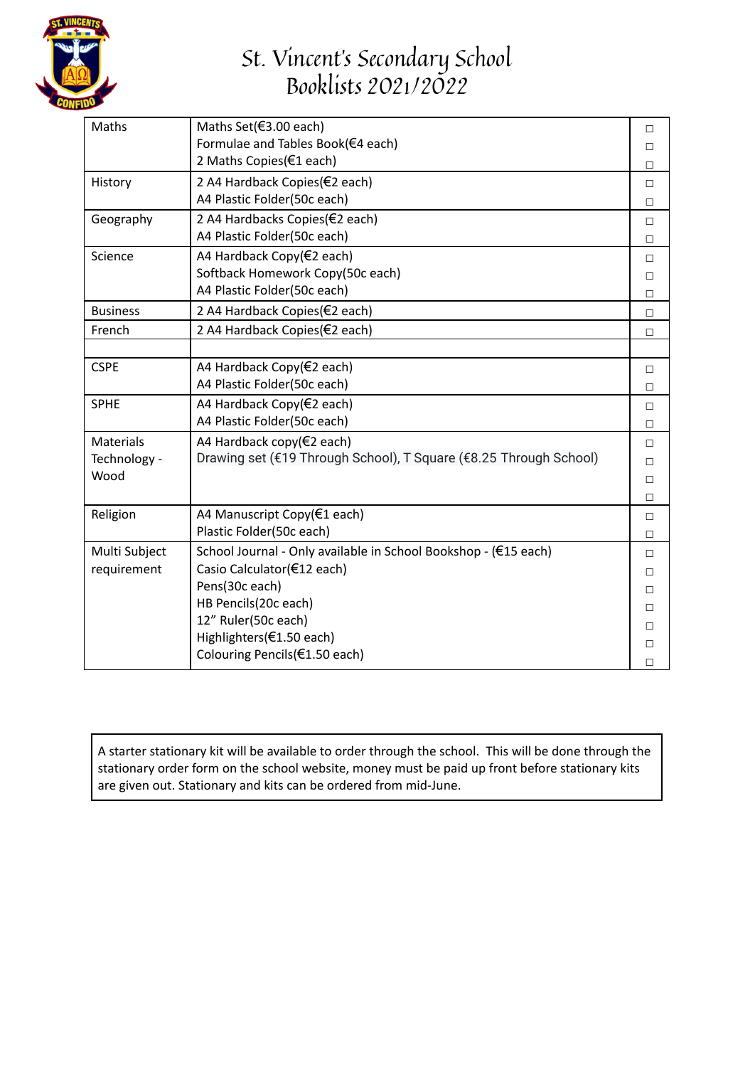# St. Vincent's Secondary School Booklists 2021/2022

| | | |
|---|---|---|
| Maths | Maths Set(€3.00 each)<br>Formulae and Tables Book(€4 each)<br>2 Maths Copies(€1 each) | □<br>□<br>□ |
| History | 2 A4 Hardback Copies(€2 each)<br>A4 Plastic Folder(50c each) | □<br>□ |
| Geography | 2 A4 Hardbacks Copies(€2 each)<br>A4 Plastic Folder(50c each) | □<br>□ |
| Science | A4 Hardback Copy(€2 each)<br>Softback Homework Copy(50c each)<br>A4 Plastic Folder(50c each) | □<br>□<br>□ |
| Business | 2 A4 Hardback Copies(€2 each) | □ |
| French | 2 A4 Hardback Copies(€2 each) | □ |
| | | |
| CSPE | A4 Hardback Copy(€2 each)<br>A4 Plastic Folder(50c each) | □<br>□ |
| SPHE | A4 Hardback Copy(€2 each)<br>A4 Plastic Folder(50c each) | □<br>□ |
| Materials Technology - Wood | A4 Hardback copy(€2 each)<br>Drawing set (€19 Through School), T Square (€8.25 Through School) | □<br>□<br>□<br>□ |
| Religion | A4 Manuscript Copy(€1 each)<br>Plastic Folder(50c each) | □<br>□ |
| Multi Subject requirement | School Journal - Only available in School Bookshop - (€15 each)<br>Casio Calculator(€12 each)<br>Pens(30c each)<br>HB Pencils(20c each)<br>12" Ruler(50c each)<br>Highlighters(€1.50 each)<br>Colouring Pencils(€1.50 each) | □<br>□<br>□<br>□<br>□<br>□<br>□ |

A starter stationary kit will be available to order through the school. This will be done through the stationary order form on the school website, money must be paid up front before stationary kits are given out. Stationary and kits can be ordered from mid-June.